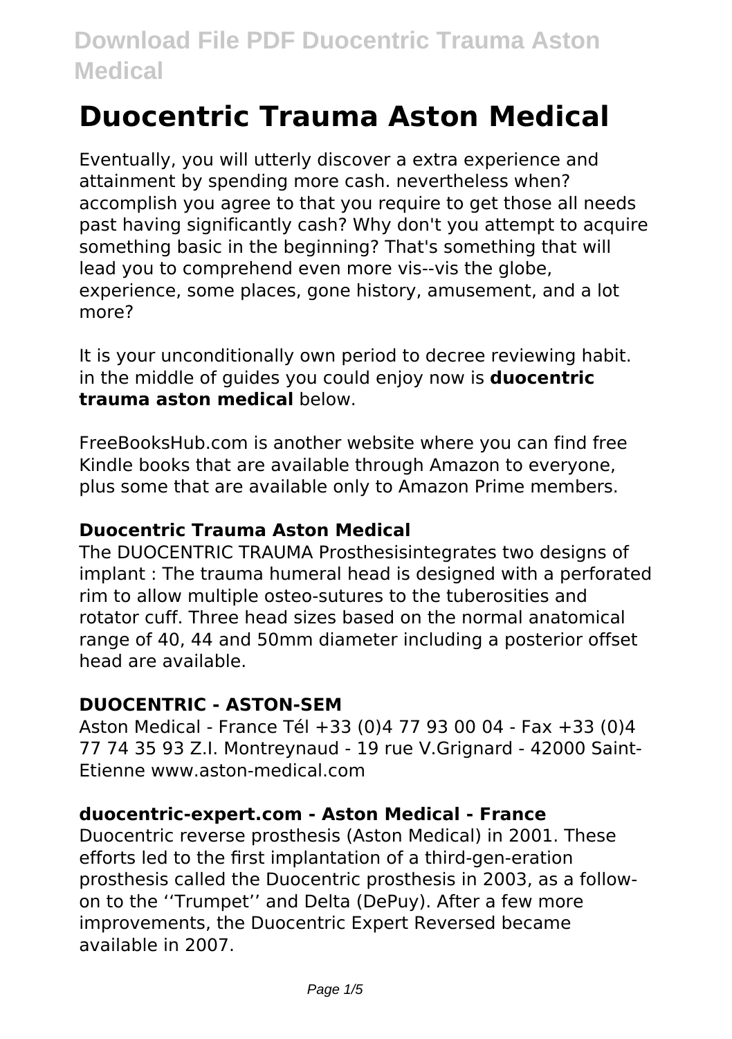# Duocentric Trauma Aston Medical

Eventually, you will utterly discover a extra experience and attainment by spending more cash. nevertheless when? accomplish you agree to that you require to get those all needs past having significantly cash? Why don't you attempt to acquire something basic in the beginning? That's something that will lead you to comprehend even more vis--vis the globe, experience, some places, gone history, amusement, and a lot more?

It is your unconditionally own period to decree reviewing habit. in the middle of guides you could enjoy now is **duocentric trauma aston medical** below.

FreeBooksHub.com is another website where you can find free Kindle books that are available through Amazon to everyone, plus some that are available only to Amazon Prime members.

### Duocentric Trauma Aston Medical

The DUOCENTRIC TRAUMA Prosthesisintegrates two designs of implant : The trauma humeral head is designed with a perforated rim to allow multiple osteo-sutures to the tuberosities and rotator cuff. Three head sizes based on the normal anatomical range of 40, 44 and 50mm diameter including a posterior offset head are available.

### DUOCENTRIC - ASTON-SEM

Aston Medical - France Tél +33 (0)4 77 93 00 04 - Fax +33 (0)4 77 74 35 93 Z.I. Montreynaud - 19 rue V.Grignard - 42000 Saint-Etienne www.aston-medical.com

### duocentric-expert.com - Aston Medical - France

Duocentric reverse prosthesis (Aston Medical) in 2001. These efforts led to the first implantation of a third-gen-eration prosthesis called the Duocentric prosthesis in 2003, as a follow-on to the ''Trumpet'' and Delta (DePuy). After a few more improvements, the Duocentric Expert Reversed became available in 2007.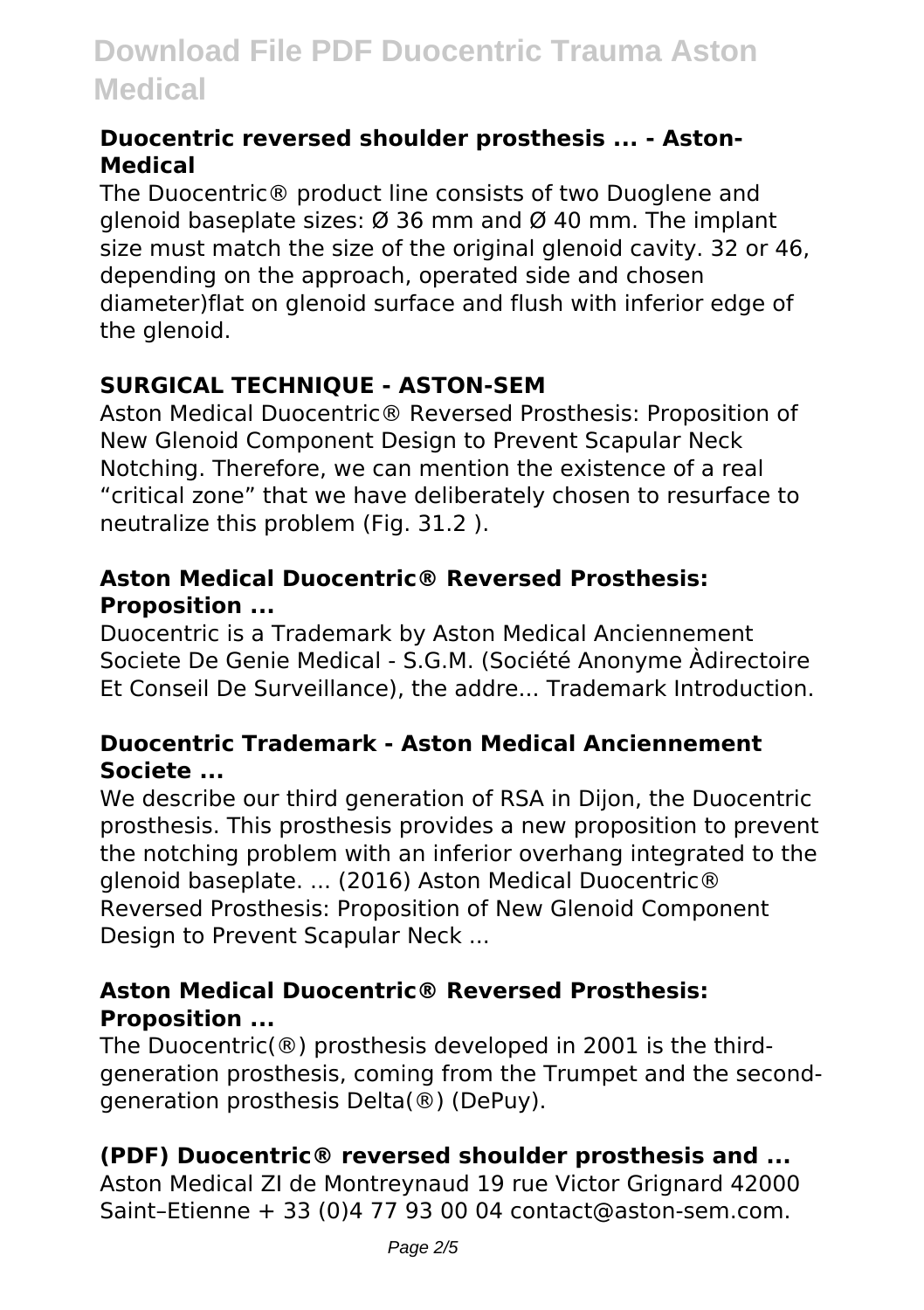### Duocentric reversed shoulder prosthesis ... - Aston-Medical

The Duocentric® product line consists of two Duoglene and glenoid baseplate sizes: Ø 36 mm and Ø 40 mm. The implant size must match the size of the original glenoid cavity. 32 or 46, depending on the approach, operated side and chosen diameter)flat on glenoid surface and flush with inferior edge of the glenoid.

### SURGICAL TECHNIQUE - ASTON-SEM

Aston Medical Duocentric® Reversed Prosthesis: Proposition of New Glenoid Component Design to Prevent Scapular Neck Notching. Therefore, we can mention the existence of a real "critical zone" that we have deliberately chosen to resurface to neutralize this problem (Fig. 31.2 ).

### Aston Medical Duocentric® Reversed Prosthesis: Proposition ...

Duocentric is a Trademark by Aston Medical Anciennement Societe De Genie Medical - S.G.M. (Société Anonyme Àdirectoire Et Conseil De Surveillance), the addre... Trademark Introduction.

### Duocentric Trademark - Aston Medical Anciennement Societe ...

We describe our third generation of RSA in Dijon, the Duocentric prosthesis. This prosthesis provides a new proposition to prevent the notching problem with an inferior overhang integrated to the glenoid baseplate. ... (2016) Aston Medical Duocentric® Reversed Prosthesis: Proposition of New Glenoid Component Design to Prevent Scapular Neck ...

### Aston Medical Duocentric® Reversed Prosthesis: Proposition ...

The Duocentric(®) prosthesis developed in 2001 is the third-generation prosthesis, coming from the Trumpet and the second-generation prosthesis Delta(®) (DePuy).

### (PDF) Duocentric® reversed shoulder prosthesis and ...

Aston Medical ZI de Montreynaud 19 rue Victor Grignard 42000 Saint–Etienne + 33 (0)4 77 93 00 04 contact@aston-sem.com.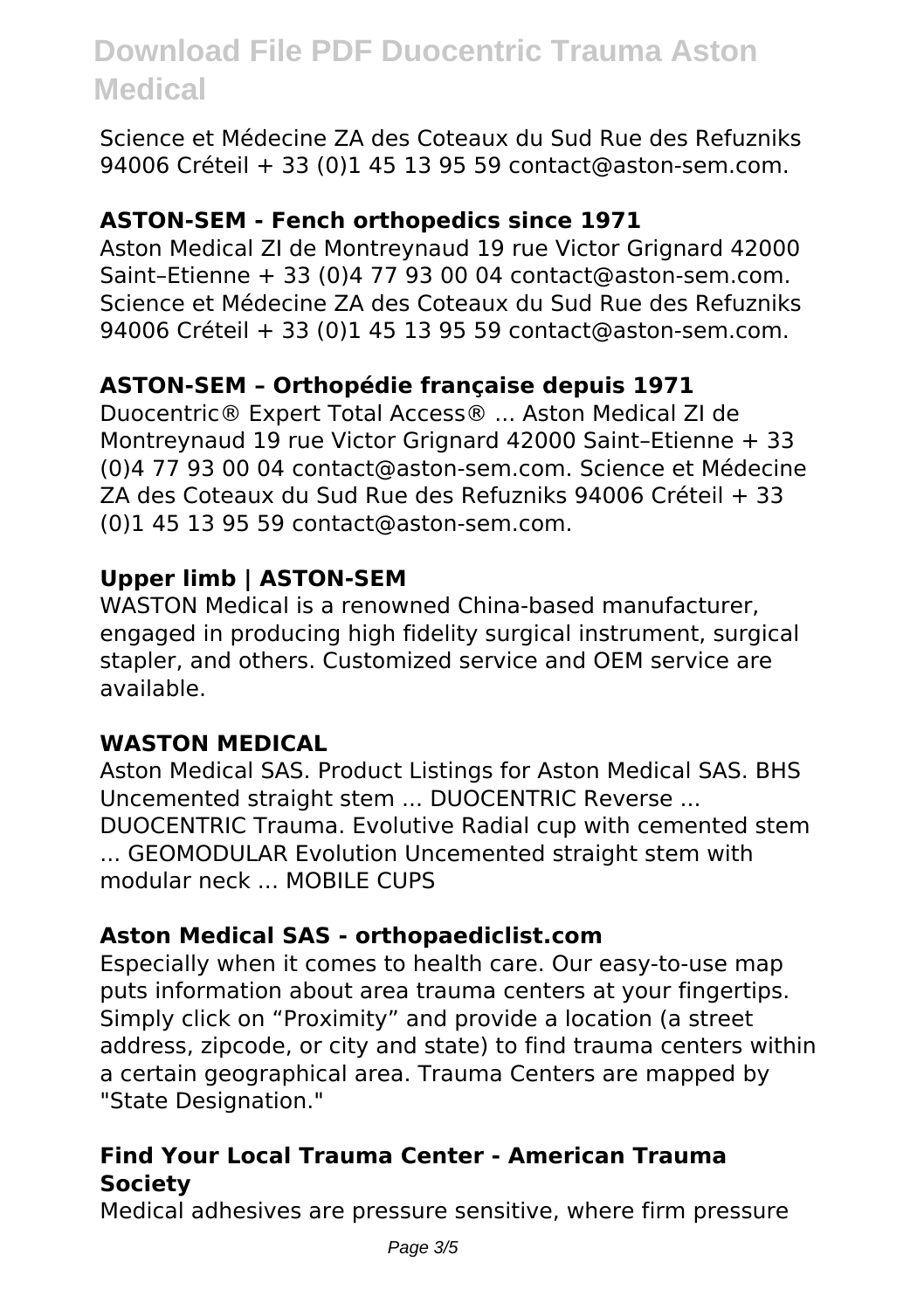Science et Médecine ZA des Coteaux du Sud Rue des Refuzniks 94006 Créteil + 33 (0)1 45 13 95 59 contact@aston-sem.com.

### ASTON-SEM - Fench orthopedics since 1971

Aston Medical ZI de Montreynaud 19 rue Victor Grignard 42000 Saint–Etienne + 33 (0)4 77 93 00 04 contact@aston-sem.com. Science et Médecine ZA des Coteaux du Sud Rue des Refuzniks 94006 Créteil + 33 (0)1 45 13 95 59 contact@aston-sem.com.

### ASTON-SEM – Orthopédie française depuis 1971

Duocentric® Expert Total Access® ... Aston Medical ZI de Montreynaud 19 rue Victor Grignard 42000 Saint–Etienne + 33 (0)4 77 93 00 04 contact@aston-sem.com. Science et Médecine ZA des Coteaux du Sud Rue des Refuzniks 94006 Créteil + 33 (0)1 45 13 95 59 contact@aston-sem.com.

### Upper limb | ASTON-SEM

WASTON Medical is a renowned China-based manufacturer, engaged in producing high fidelity surgical instrument, surgical stapler, and others. Customized service and OEM service are available.

### WASTON MEDICAL

Aston Medical SAS. Product Listings for Aston Medical SAS. BHS Uncemented straight stem ... DUOCENTRIC Reverse ... DUOCENTRIC Trauma. Evolutive Radial cup with cemented stem ... GEOMODULAR Evolution Uncemented straight stem with modular neck ... MOBILE CUPS

### Aston Medical SAS - orthopaediclist.com

Especially when it comes to health care. Our easy-to-use map puts information about area trauma centers at your fingertips. Simply click on "Proximity" and provide a location (a street address, zipcode, or city and state) to find trauma centers within a certain geographical area. Trauma Centers are mapped by "State Designation."

### Find Your Local Trauma Center - American Trauma Society

Medical adhesives are pressure sensitive, where firm pressure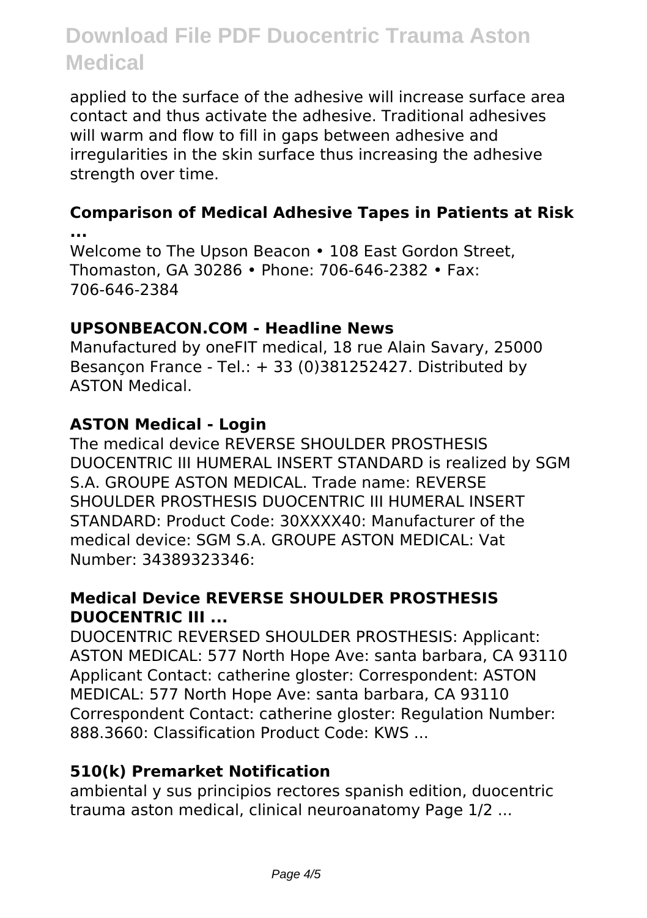applied to the surface of the adhesive will increase surface area contact and thus activate the adhesive. Traditional adhesives will warm and flow to fill in gaps between adhesive and irregularities in the skin surface thus increasing the adhesive strength over time.

### Comparison of Medical Adhesive Tapes in Patients at Risk ...

Welcome to The Upson Beacon • 108 East Gordon Street, Thomaston, GA 30286 • Phone: 706-646-2382 • Fax: 706-646-2384

### UPSONBEACON.COM - Headline News

Manufactured by oneFIT medical, 18 rue Alain Savary, 25000 Besançon France - Tel.: + 33 (0)381252427. Distributed by ASTON Medical.

### ASTON Medical - Login

The medical device REVERSE SHOULDER PROSTHESIS DUOCENTRIC III HUMERAL INSERT STANDARD is realized by SGM S.A. GROUPE ASTON MEDICAL. Trade name: REVERSE SHOULDER PROSTHESIS DUOCENTRIC III HUMERAL INSERT STANDARD: Product Code: 30XXXX40: Manufacturer of the medical device: SGM S.A. GROUPE ASTON MEDICAL: Vat Number: 34389323346:

### Medical Device REVERSE SHOULDER PROSTHESIS DUOCENTRIC III ...

DUOCENTRIC REVERSED SHOULDER PROSTHESIS: Applicant: ASTON MEDICAL: 577 North Hope Ave: santa barbara, CA 93110 Applicant Contact: catherine gloster: Correspondent: ASTON MEDICAL: 577 North Hope Ave: santa barbara, CA 93110 Correspondent Contact: catherine gloster: Regulation Number: 888.3660: Classification Product Code: KWS ...

### 510(k) Premarket Notification

ambiental y sus principios rectores spanish edition, duocentric trauma aston medical, clinical neuroanatomy Page 1/2 ...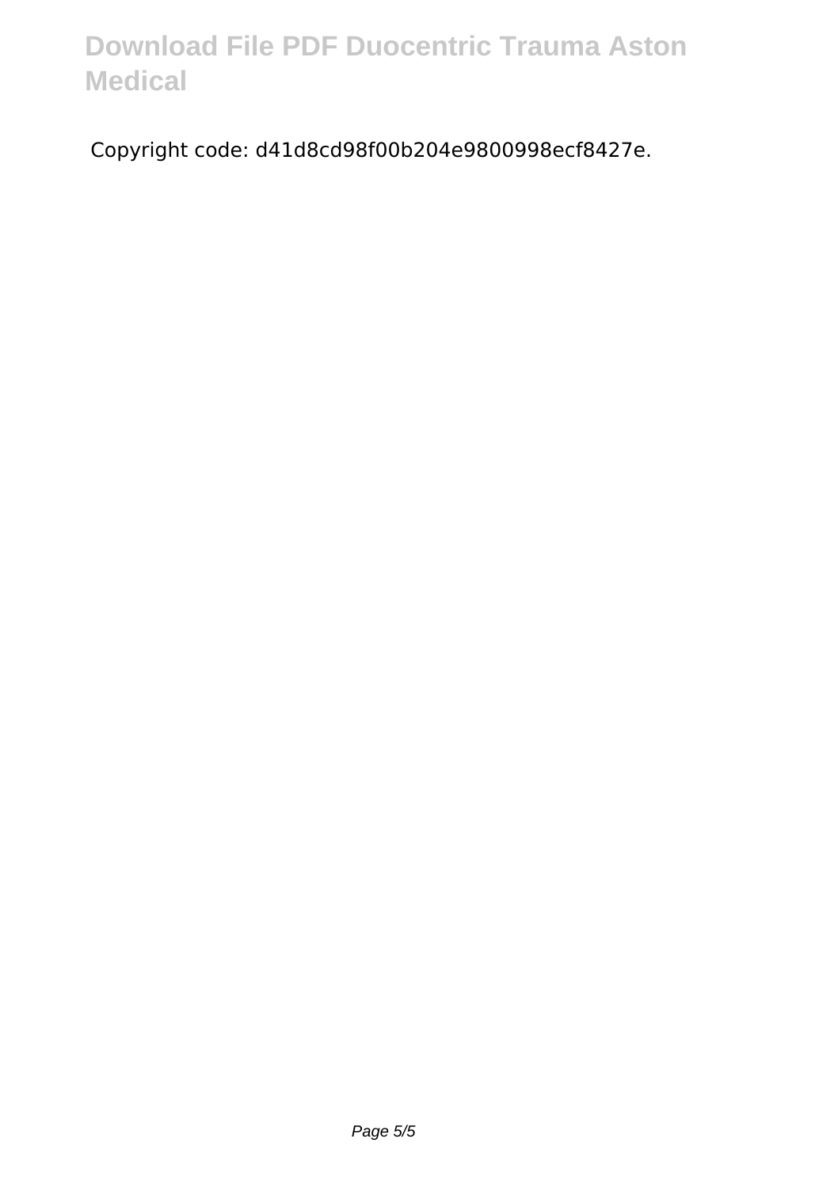Copyright code: d41d8cd98f00b204e9800998ecf8427e.